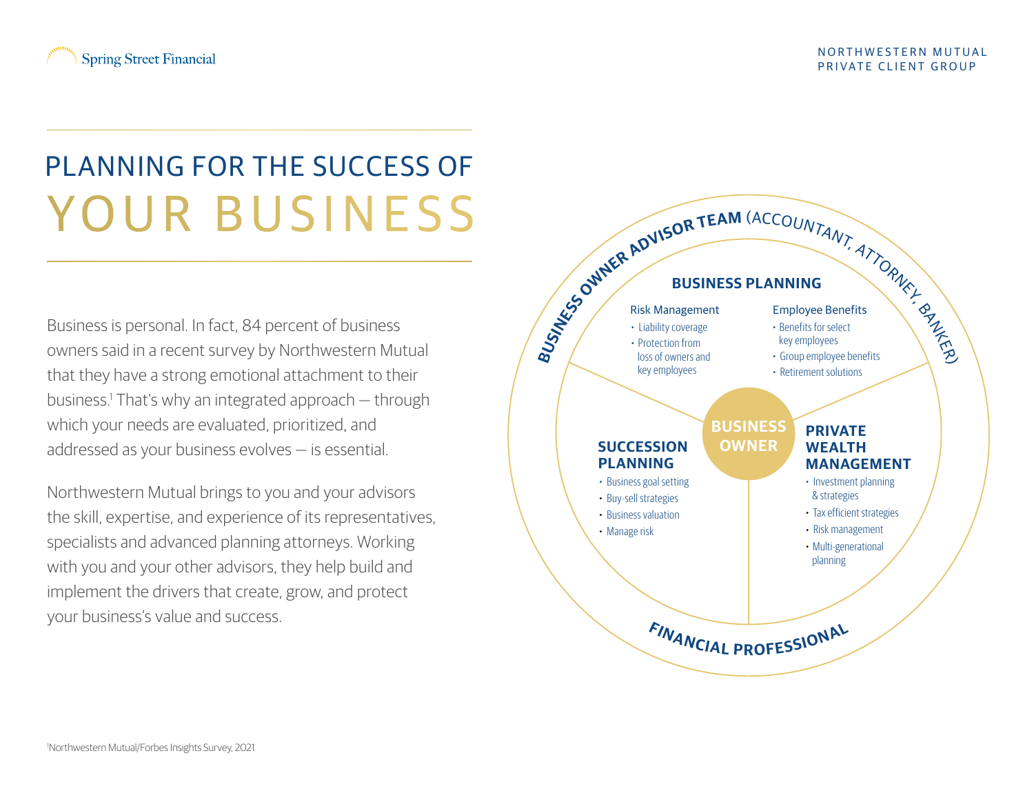# PLANNING FOR THE SUCCESS OF YOUR BUSINESS

Business is personal. In fact, 84 percent of business owners said in a recent survey by Northwestern Mutual that they have a strong emotional attachment to their business.[1] That's why an integrated approach — through which your needs are evaluated, prioritized, and addressed as your business evolves — is essential.

Northwestern Mutual brings to you and your advisors the skill, expertise, and experience of its representatives, specialists and advanced planning attorneys. Working with you and your other advisors, they help build and implement the drivers that create, grow, and protect your business's value and success.

**BUSINESS OWNER ADVISOR TEAM** (ACCOUNTANT, ATTORNEY, BANKER)

**BUSINESS PLANNING**

Risk Management
- Liability coverage
- Protection from loss of owners and key employees

Employee Benefits
- Benefits for select key employees
- Group employee benefits
- Retirement solutions

**BUSINESS OWNER**

**SUCCESSION PLANNING**
- Business goal setting
- Buy-sell strategies
- Business valuation
- Manage risk

**PRIVATE WEALTH MANAGEMENT**
- Investment planning & strategies
- Tax efficient strategies
- Risk management
- Multi-generational planning

**FINANCIAL PROFESSIONAL**

[1]Northwestern Mutual/Forbes Insights Survey, 2021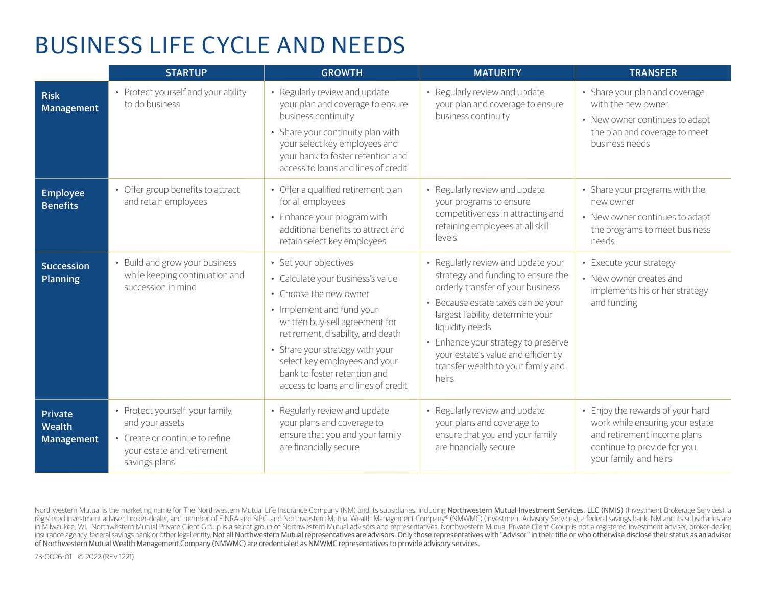# BUSINESS LIFE CYCLE AND NEEDS

| | STARTUP | GROWTH | MATURITY | TRANSFER |
|---|---|---|---|---|
| **Risk Management** | • Protect yourself and your ability to do business | • Regularly review and update your plan and coverage to ensure business continuity<br>• Share your continuity plan with your select key employees and your bank to foster retention and access to loans and lines of credit | • Regularly review and update your plan and coverage to ensure business continuity | • Share your plan and coverage with the new owner<br>• New owner continues to adapt the plan and coverage to meet business needs |
| **Employee Benefits** | • Offer group benefits to attract and retain employees | • Offer a qualified retirement plan for all employees<br>• Enhance your program with additional benefits to attract and retain select key employees | • Regularly review and update your programs to ensure competitiveness in attracting and retaining employees at all skill levels | • Share your programs with the new owner<br>• New owner continues to adapt the programs to meet business needs |
| **Succession Planning** | • Build and grow your business while keeping continuation and succession in mind | • Set your objectives<br>• Calculate your business's value<br>• Choose the new owner<br>• Implement and fund your written buy-sell agreement for retirement, disability, and death<br>• Share your strategy with your select key employees and your bank to foster retention and access to loans and lines of credit | • Regularly review and update your strategy and funding to ensure the orderly transfer of your business<br>• Because estate taxes can be your largest liability, determine your liquidity needs<br>• Enhance your strategy to preserve your estate's value and efficiently transfer wealth to your family and heirs | • Execute your strategy<br>• New owner creates and implements his or her strategy and funding |
| **Private Wealth Management** | • Protect yourself, your family, and your assets<br>• Create or continue to refine your estate and retirement savings plans | • Regularly review and update your plans and coverage to ensure that you and your family are financially secure | • Regularly review and update your plans and coverage to ensure that you and your family are financially secure | • Enjoy the rewards of your hard work while ensuring your estate and retirement income plans continue to provide for you, your family, and heirs |

Northwestern Mutual is the marketing name for The Northwestern Mutual Life Insurance Company (NM) and its subsidiaries, including Northwestern Mutual Investment Services, LLC (NMIS) (Investment Brokerage Services), a registered investment adviser, broker-dealer, and member of FINRA and SIPC, and Northwestern Mutual Wealth Management Company® (NMWMC) (Investment Advisory Services), a federal savings bank. NM and its subsidiaries are in Milwaukee, WI. Northwestern Mutual Private Client Group is a select group of Northwestern Mutual advisors and representatives. Northwestern Mutual Private Client Group is not a registered investment adviser, broker-dealer, insurance agency, federal savings bank or other legal entity. Not all Northwestern Mutual representatives are advisors. Only those representatives with "Advisor" in their title or who otherwise disclose their status as an advisor of Northwestern Mutual Wealth Management Company (NMWMC) are credentialed as NMWMC representatives to provide advisory services.

73-0026-01 © 2022 (REV 1221)